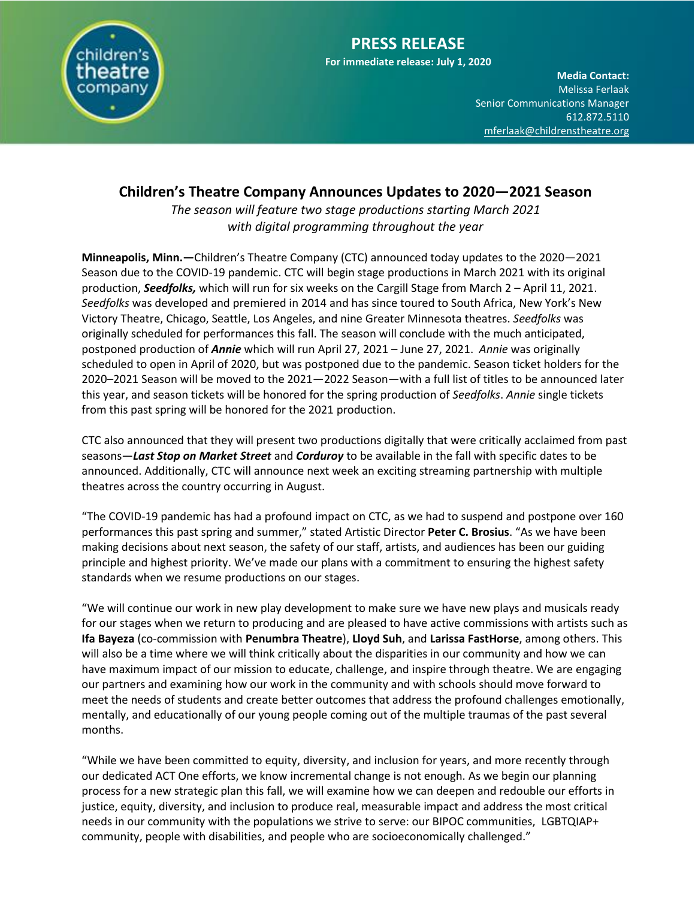# PRESS RELEASE

**For immediate release: July 1, 2020**

**Media Contact:**
Melissa Ferlaak
Senior Communications Manager
612.872.5110
mferlaak@childrenstheatre.org

## Children's Theatre Company Announces Updates to 2020—2021 Season

*The season will feature two stage productions starting March 2021*
*with digital programming throughout the year*

**Minneapolis, Minn.—**Children's Theatre Company (CTC) announced today updates to the 2020—2021 Season due to the COVID-19 pandemic. CTC will begin stage productions in March 2021 with its original production, ***Seedfolks,*** which will run for six weeks on the Cargill Stage from March 2 – April 11, 2021. *Seedfolks* was developed and premiered in 2014 and has since toured to South Africa, New York's New Victory Theatre, Chicago, Seattle, Los Angeles, and nine Greater Minnesota theatres. *Seedfolks* was originally scheduled for performances this fall. The season will conclude with the much anticipated, postponed production of ***Annie*** which will run April 27, 2021 – June 27, 2021. *Annie* was originally scheduled to open in April of 2020, but was postponed due to the pandemic. Season ticket holders for the 2020–2021 Season will be moved to the 2021—2022 Season—with a full list of titles to be announced later this year, and season tickets will be honored for the spring production of *Seedfolks*. *Annie* single tickets from this past spring will be honored for the 2021 production.

CTC also announced that they will present two productions digitally that were critically acclaimed from past seasons—***Last Stop on Market Street*** and ***Corduroy*** to be available in the fall with specific dates to be announced. Additionally, CTC will announce next week an exciting streaming partnership with multiple theatres across the country occurring in August.

"The COVID-19 pandemic has had a profound impact on CTC, as we had to suspend and postpone over 160 performances this past spring and summer," stated Artistic Director **Peter C. Brosius**. "As we have been making decisions about next season, the safety of our staff, artists, and audiences has been our guiding principle and highest priority. We've made our plans with a commitment to ensuring the highest safety standards when we resume productions on our stages.

"We will continue our work in new play development to make sure we have new plays and musicals ready for our stages when we return to producing and are pleased to have active commissions with artists such as **Ifa Bayeza** (co-commission with **Penumbra Theatre**), **Lloyd Suh**, and **Larissa FastHorse**, among others. This will also be a time where we will think critically about the disparities in our community and how we can have maximum impact of our mission to educate, challenge, and inspire through theatre. We are engaging our partners and examining how our work in the community and with schools should move forward to meet the needs of students and create better outcomes that address the profound challenges emotionally, mentally, and educationally of our young people coming out of the multiple traumas of the past several months.

"While we have been committed to equity, diversity, and inclusion for years, and more recently through our dedicated ACT One efforts, we know incremental change is not enough. As we begin our planning process for a new strategic plan this fall, we will examine how we can deepen and redouble our efforts in justice, equity, diversity, and inclusion to produce real, measurable impact and address the most critical needs in our community with the populations we strive to serve: our BIPOC communities, LGBTQIAP+ community, people with disabilities, and people who are socioeconomically challenged."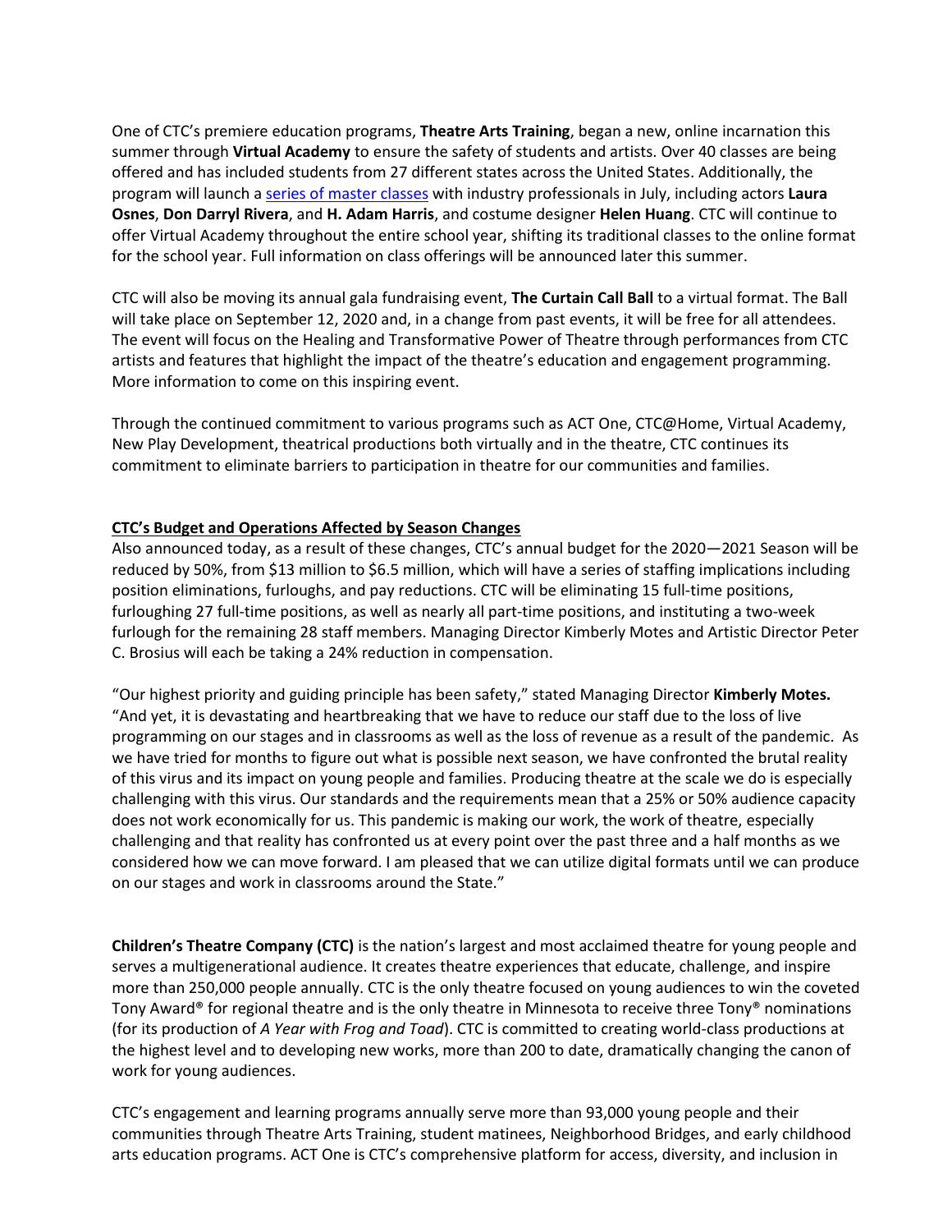One of CTC's premiere education programs, **Theatre Arts Training**, began a new, online incarnation this summer through **Virtual Academy** to ensure the safety of students and artists. Over 40 classes are being offered and has included students from 27 different states across the United States. Additionally, the program will launch a series of master classes with industry professionals in July, including actors **Laura Osnes**, **Don Darryl Rivera**, and **H. Adam Harris**, and costume designer **Helen Huang**. CTC will continue to offer Virtual Academy throughout the entire school year, shifting its traditional classes to the online format for the school year. Full information on class offerings will be announced later this summer.

CTC will also be moving its annual gala fundraising event, **The Curtain Call Ball** to a virtual format. The Ball will take place on September 12, 2020 and, in a change from past events, it will be free for all attendees. The event will focus on the Healing and Transformative Power of Theatre through performances from CTC artists and features that highlight the impact of the theatre's education and engagement programming. More information to come on this inspiring event.

Through the continued commitment to various programs such as ACT One, CTC@Home, Virtual Academy, New Play Development, theatrical productions both virtually and in the theatre, CTC continues its commitment to eliminate barriers to participation in theatre for our communities and families.

**CTC's Budget and Operations Affected by Season Changes**

Also announced today, as a result of these changes, CTC's annual budget for the 2020—2021 Season will be reduced by 50%, from $13 million to $6.5 million, which will have a series of staffing implications including position eliminations, furloughs, and pay reductions. CTC will be eliminating 15 full-time positions, furloughing 27 full-time positions, as well as nearly all part-time positions, and instituting a two-week furlough for the remaining 28 staff members. Managing Director Kimberly Motes and Artistic Director Peter C. Brosius will each be taking a 24% reduction in compensation.

"Our highest priority and guiding principle has been safety," stated Managing Director **Kimberly Motes.** "And yet, it is devastating and heartbreaking that we have to reduce our staff due to the loss of live programming on our stages and in classrooms as well as the loss of revenue as a result of the pandemic. As we have tried for months to figure out what is possible next season, we have confronted the brutal reality of this virus and its impact on young people and families. Producing theatre at the scale we do is especially challenging with this virus. Our standards and the requirements mean that a 25% or 50% audience capacity does not work economically for us. This pandemic is making our work, the work of theatre, especially challenging and that reality has confronted us at every point over the past three and a half months as we considered how we can move forward. I am pleased that we can utilize digital formats until we can produce on our stages and work in classrooms around the State."

**Children's Theatre Company (CTC)** is the nation's largest and most acclaimed theatre for young people and serves a multigenerational audience. It creates theatre experiences that educate, challenge, and inspire more than 250,000 people annually. CTC is the only theatre focused on young audiences to win the coveted Tony Award® for regional theatre and is the only theatre in Minnesota to receive three Tony® nominations (for its production of *A Year with Frog and Toad*). CTC is committed to creating world-class productions at the highest level and to developing new works, more than 200 to date, dramatically changing the canon of work for young audiences.

CTC's engagement and learning programs annually serve more than 93,000 young people and their communities through Theatre Arts Training, student matinees, Neighborhood Bridges, and early childhood arts education programs. ACT One is CTC's comprehensive platform for access, diversity, and inclusion in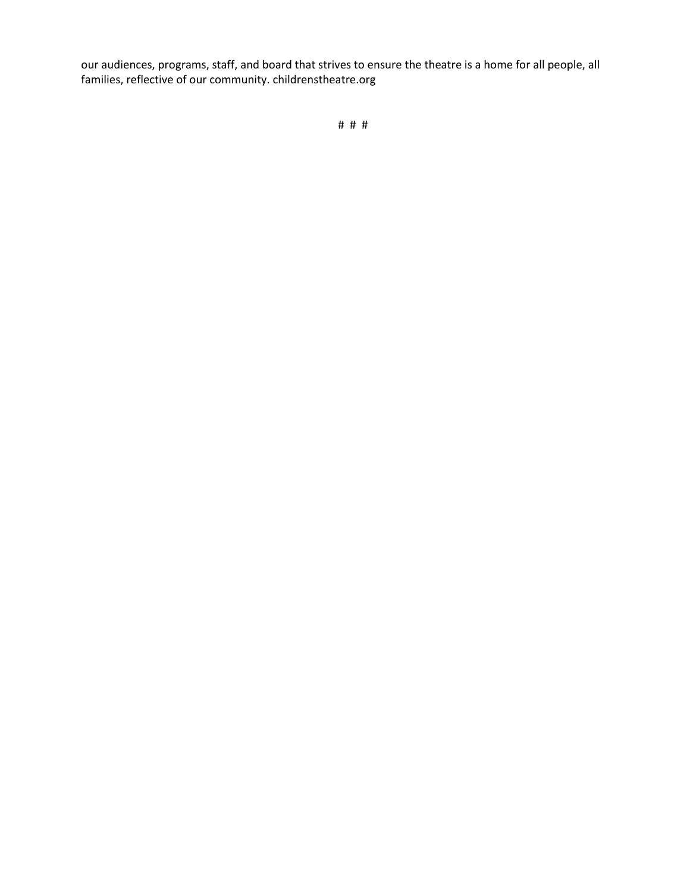our audiences, programs, staff, and board that strives to ensure the theatre is a home for all people, all families, reflective of our community. childrenstheatre.org

# # #